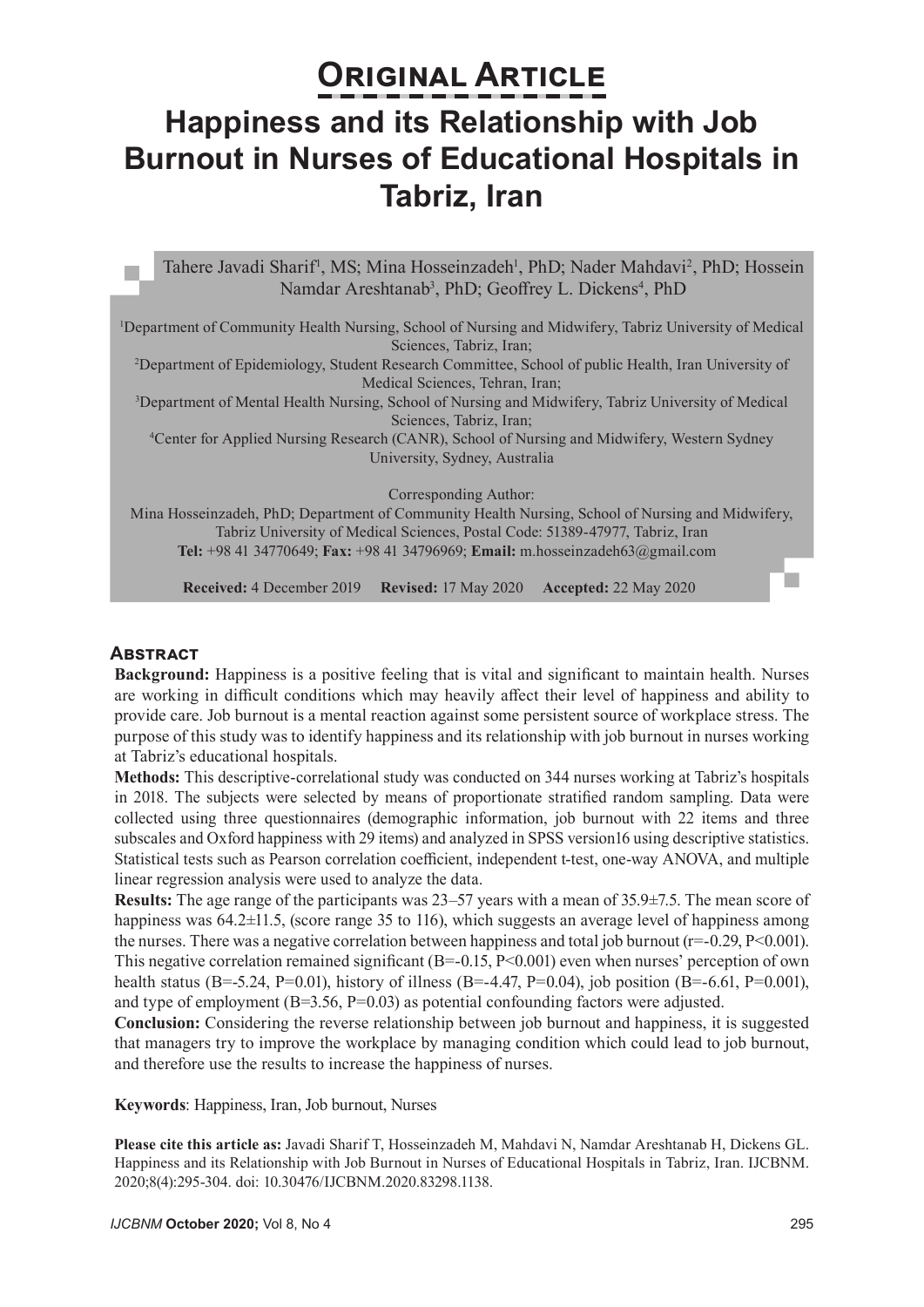# Original Article

# Happiness and its Relationship with Job Burnout in Nurses of Educational Hospitals in Tabriz, Iran

Tahere Javadi Sharif[1], MS; Mina Hosseinzadeh[1], PhD; Nader Mahdavi[2], PhD; Hossein Namdar Areshtanab[3], PhD; Geoffrey L. Dickens[4], PhD

[1]Department of Community Health Nursing, School of Nursing and Midwifery, Tabriz University of Medical Sciences, Tabriz, Iran;
[2]Department of Epidemiology, Student Research Committee, School of public Health, Iran University of Medical Sciences, Tehran, Iran;
[3]Department of Mental Health Nursing, School of Nursing and Midwifery, Tabriz University of Medical Sciences, Tabriz, Iran;
[4]Center for Applied Nursing Research (CANR), School of Nursing and Midwifery, Western Sydney University, Sydney, Australia

Corresponding Author:
Mina Hosseinzadeh, PhD; Department of Community Health Nursing, School of Nursing and Midwifery, Tabriz University of Medical Sciences, Postal Code: 51389-47977, Tabriz, Iran
**Tel:** +98 41 34770649; **Fax:** +98 41 34796969; **Email:** m.hosseinzadeh63@gmail.com

**Received:** 4 December 2019 **Revised:** 17 May 2020 **Accepted:** 22 May 2020

## Abstract

**Background:** Happiness is a positive feeling that is vital and significant to maintain health. Nurses are working in difficult conditions which may heavily affect their level of happiness and ability to provide care. Job burnout is a mental reaction against some persistent source of workplace stress. The purpose of this study was to identify happiness and its relationship with job burnout in nurses working at Tabriz's educational hospitals.

**Methods:** This descriptive-correlational study was conducted on 344 nurses working at Tabriz's hospitals in 2018. The subjects were selected by means of proportionate stratified random sampling. Data were collected using three questionnaires (demographic information, job burnout with 22 items and three subscales and Oxford happiness with 29 items) and analyzed in SPSS version16 using descriptive statistics. Statistical tests such as Pearson correlation coefficient, independent t-test, one-way ANOVA, and multiple linear regression analysis were used to analyze the data.

**Results:** The age range of the participants was 23–57 years with a mean of 35.9±7.5. The mean score of happiness was 64.2±11.5, (score range 35 to 116), which suggests an average level of happiness among the nurses. There was a negative correlation between happiness and total job burnout ($r=-0.29$, $P<0.001$). This negative correlation remained significant ($B=-0.15$, $P<0.001$) even when nurses' perception of own health status ($B=-5.24$, $P=0.01$), history of illness ($B=-4.47$, $P=0.04$), job position ($B=-6.61$, $P=0.001$), and type of employment ($B=3.56$, $P=0.03$) as potential confounding factors were adjusted.

**Conclusion:** Considering the reverse relationship between job burnout and happiness, it is suggested that managers try to improve the workplace by managing condition which could lead to job burnout, and therefore use the results to increase the happiness of nurses.

**Keywords**: Happiness, Iran, Job burnout, Nurses

**Please cite this article as:** Javadi Sharif T, Hosseinzadeh M, Mahdavi N, Namdar Areshtanab H, Dickens GL. Happiness and its Relationship with Job Burnout in Nurses of Educational Hospitals in Tabriz, Iran. IJCBNM. 2020;8(4):295-304. doi: 10.30476/IJCBNM.2020.83298.1138.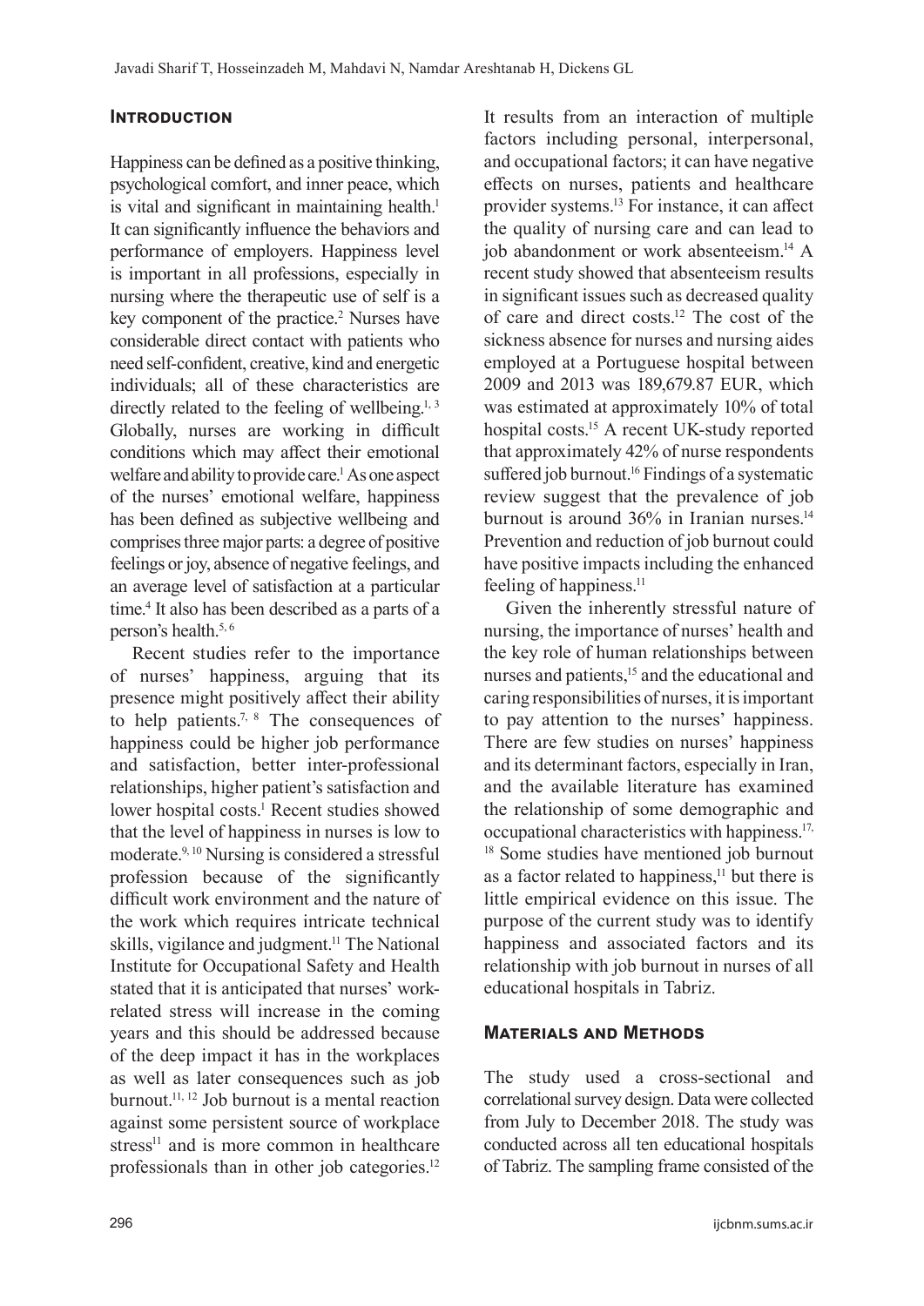## Introduction

Happiness can be defined as a positive thinking, psychological comfort, and inner peace, which is vital and significant in maintaining health.[1] It can significantly influence the behaviors and performance of employers. Happiness level is important in all professions, especially in nursing where the therapeutic use of self is a key component of the practice.[2] Nurses have considerable direct contact with patients who need self-confident, creative, kind and energetic individuals; all of these characteristics are directly related to the feeling of wellbeing.[1, 3] Globally, nurses are working in difficult conditions which may affect their emotional welfare and ability to provide care.[1] As one aspect of the nurses' emotional welfare, happiness has been defined as subjective wellbeing and comprises three major parts: a degree of positive feelings or joy, absence of negative feelings, and an average level of satisfaction at a particular time.[4] It also has been described as a parts of a person's health.[5, 6]

Recent studies refer to the importance of nurses' happiness, arguing that its presence might positively affect their ability to help patients.[7, 8] The consequences of happiness could be higher job performance and satisfaction, better inter-professional relationships, higher patient's satisfaction and lower hospital costs.[1] Recent studies showed that the level of happiness in nurses is low to moderate.[9, 10] Nursing is considered a stressful profession because of the significantly difficult work environment and the nature of the work which requires intricate technical skills, vigilance and judgment.[11] The National Institute for Occupational Safety and Health stated that it is anticipated that nurses' work-related stress will increase in the coming years and this should be addressed because of the deep impact it has in the workplaces as well as later consequences such as job burnout.[11, 12] Job burnout is a mental reaction against some persistent source of workplace stress[11] and is more common in healthcare professionals than in other job categories.[12] It results from an interaction of multiple factors including personal, interpersonal, and occupational factors; it can have negative effects on nurses, patients and healthcare provider systems.[13] For instance, it can affect the quality of nursing care and can lead to job abandonment or work absenteeism.[14] A recent study showed that absenteeism results in significant issues such as decreased quality of care and direct costs.[12] The cost of the sickness absence for nurses and nursing aides employed at a Portuguese hospital between 2009 and 2013 was 189,679.87 EUR, which was estimated at approximately 10% of total hospital costs.[15] A recent UK-study reported that approximately 42% of nurse respondents suffered job burnout.[16] Findings of a systematic review suggest that the prevalence of job burnout is around 36% in Iranian nurses.[14] Prevention and reduction of job burnout could have positive impacts including the enhanced feeling of happiness.[11]

Given the inherently stressful nature of nursing, the importance of nurses' health and the key role of human relationships between nurses and patients,[15] and the educational and caring responsibilities of nurses, it is important to pay attention to the nurses' happiness. There are few studies on nurses' happiness and its determinant factors, especially in Iran, and the available literature has examined the relationship of some demographic and occupational characteristics with happiness.[17, 18] Some studies have mentioned job burnout as a factor related to happiness,[11] but there is little empirical evidence on this issue. The purpose of the current study was to identify happiness and associated factors and its relationship with job burnout in nurses of all educational hospitals in Tabriz.

## Materials and Methods

The study used a cross-sectional and correlational survey design. Data were collected from July to December 2018. The study was conducted across all ten educational hospitals of Tabriz. The sampling frame consisted of the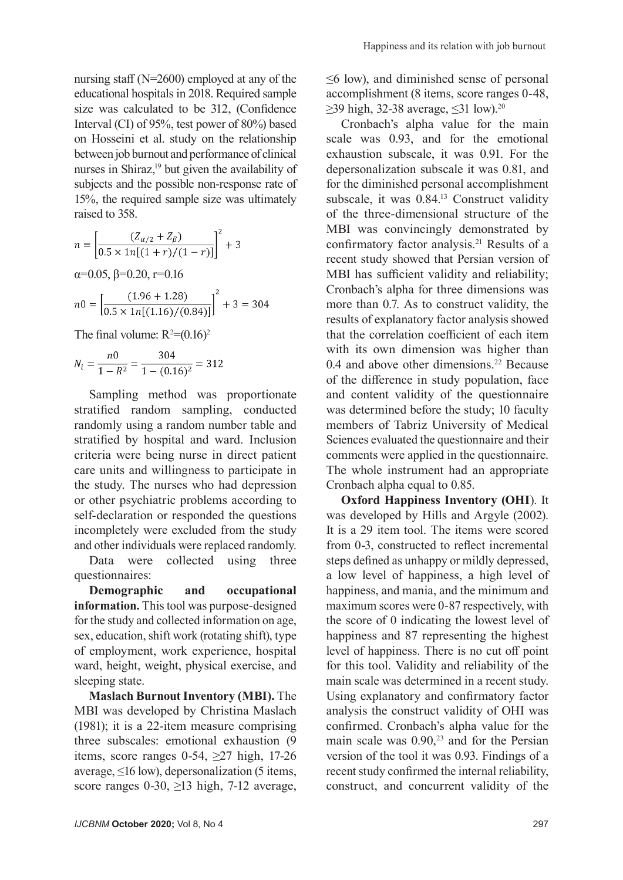nursing staff (N=2600) employed at any of the educational hospitals in 2018. Required sample size was calculated to be 312, (Confidence Interval (CI) of 95%, test power of 80%) based on Hosseini et al. study on the relationship between job burnout and performance of clinical nurses in Shiraz,[19] but given the availability of subjects and the possible non-response rate of 15%, the required sample size was ultimately raised to 358.

$$n = \left[\frac{(Z_{\alpha/2} + Z_{\beta})}{0.5 \times 1n[(1+r)/(1-r)]}\right]^2 + 3$$

$\alpha$=0.05, $\beta$=0.20, r=0.16

$$n0 = \left[\frac{(1.96 + 1.28)}{0.5 \times 1n[(1.16)/(0.84)]}\right]^2 + 3 = 304$$

The final volume: $R^2 = (0.16)^2$

$$N_i = \frac{n0}{1 - R^2} = \frac{304}{1 - (0.16)^2} = 312$$

Sampling method was proportionate stratified random sampling, conducted randomly using a random number table and stratified by hospital and ward. Inclusion criteria were being nurse in direct patient care units and willingness to participate in the study. The nurses who had depression or other psychiatric problems according to self-declaration or responded the questions incompletely were excluded from the study and other individuals were replaced randomly.

Data were collected using three questionnaires:

**Demographic and occupational information.** This tool was purpose-designed for the study and collected information on age, sex, education, shift work (rotating shift), type of employment, work experience, hospital ward, height, weight, physical exercise, and sleeping state.

**Maslach Burnout Inventory (MBI).** The MBI was developed by Christina Maslach (1981); it is a 22-item measure comprising three subscales: emotional exhaustion (9 items, score ranges 0-54, ≥27 high, 17-26 average, ≤16 low), depersonalization (5 items, score ranges 0-30, ≥13 high, 7-12 average, ≤6 low), and diminished sense of personal accomplishment (8 items, score ranges 0-48, ≥39 high, 32-38 average, ≤31 low).[20]

Cronbach's alpha value for the main scale was 0.93, and for the emotional exhaustion subscale, it was 0.91. For the depersonalization subscale it was 0.81, and for the diminished personal accomplishment subscale, it was 0.84.[13] Construct validity of the three-dimensional structure of the MBI was convincingly demonstrated by confirmatory factor analysis.[21] Results of a recent study showed that Persian version of MBI has sufficient validity and reliability; Cronbach's alpha for three dimensions was more than 0.7. As to construct validity, the results of explanatory factor analysis showed that the correlation coefficient of each item with its own dimension was higher than 0.4 and above other dimensions.[22] Because of the difference in study population, face and content validity of the questionnaire was determined before the study; 10 faculty members of Tabriz University of Medical Sciences evaluated the questionnaire and their comments were applied in the questionnaire. The whole instrument had an appropriate Cronbach alpha equal to 0.85.

**Oxford Happiness Inventory (OHI**). It was developed by Hills and Argyle (2002). It is a 29 item tool. The items were scored from 0-3, constructed to reflect incremental steps defined as unhappy or mildly depressed, a low level of happiness, a high level of happiness, and mania, and the minimum and maximum scores were 0-87 respectively, with the score of 0 indicating the lowest level of happiness and 87 representing the highest level of happiness. There is no cut off point for this tool. Validity and reliability of the main scale was determined in a recent study. Using explanatory and confirmatory factor analysis the construct validity of OHI was confirmed. Cronbach's alpha value for the main scale was 0.90,[23] and for the Persian version of the tool it was 0.93. Findings of a recent study confirmed the internal reliability, construct, and concurrent validity of the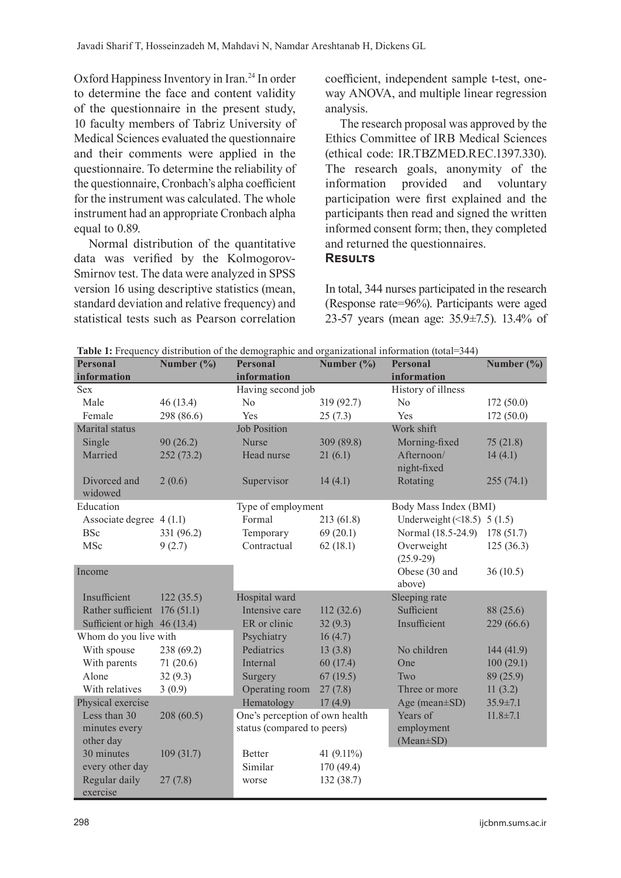Oxford Happiness Inventory in Iran.[24] In order to determine the face and content validity of the questionnaire in the present study, 10 faculty members of Tabriz University of Medical Sciences evaluated the questionnaire and their comments were applied in the questionnaire. To determine the reliability of the questionnaire, Cronbach's alpha coefficient for the instrument was calculated. The whole instrument had an appropriate Cronbach alpha equal to 0.89.

Normal distribution of the quantitative data was verified by the Kolmogorov-Smirnov test. The data were analyzed in SPSS version 16 using descriptive statistics (mean, standard deviation and relative frequency) and statistical tests such as Pearson correlation coefficient, independent sample t-test, one-way ANOVA, and multiple linear regression analysis.

The research proposal was approved by the Ethics Committee of IRB Medical Sciences (ethical code: IR.TBZMED.REC.1397.330). The research goals, anonymity of the information provided and voluntary participation were first explained and the participants then read and signed the written informed consent form; then, they completed and returned the questionnaires.

## Results

In total, 344 nurses participated in the research (Response rate=96%). Participants were aged 23-57 years (mean age: 35.9±7.5). 13.4% of

**Table 1:** Frequency distribution of the demographic and organizational information (total=344)

| Personal information | Number (%) | Personal information | Number (%) | Personal information | Number (%) |
|---|---|---|---|---|---|
| Sex | | Having second job | | History of illness | |
| Male | 46 (13.4) | No | 319 (92.7) | No | 172 (50.0) |
| Female | 298 (86.6) | Yes | 25 (7.3) | Yes | 172 (50.0) |
| Marital status | | Job Position | | Work shift | |
| Single | 90 (26.2) | Nurse | 309 (89.8) | Morning-fixed | 75 (21.8) |
| Married | 252 (73.2) | Head nurse | 21 (6.1) | Afternoon/ night-fixed | 14 (4.1) |
| Divorced and widowed | 2 (0.6) | Supervisor | 14 (4.1) | Rotating | 255 (74.1) |
| Education | | Type of employment | | Body Mass Index (BMI) | |
| Associate degree | 4 (1.1) | Formal | 213 (61.8) | Underweight (<18.5) | 5 (1.5) |
| BSc | 331 (96.2) | Temporary | 69 (20.1) | Normal (18.5-24.9) | 178 (51.7) |
| MSc | 9 (2.7) | Contractual | 62 (18.1) | Overweight (25.9-29) | 125 (36.3) |
| Income | | | | Obese (30 and above) | 36 (10.5) |
| Insufficient | 122 (35.5) | Hospital ward | | Sleeping rate | |
| Rather sufficient | 176 (51.1) | Intensive care | 112 (32.6) | Sufficient | 88 (25.6) |
| Sufficient or high | 46 (13.4) | ER or clinic | 32 (9.3) | Insufficient | 229 (66.6) |
| Whom do you live with | | Psychiatry | 16 (4.7) | | |
| With spouse | 238 (69.2) | Pediatrics | 13 (3.8) | No children | 144 (41.9) |
| With parents | 71 (20.6) | Internal | 60 (17.4) | One | 100 (29.1) |
| Alone | 32 (9.3) | Surgery | 67 (19.5) | Two | 89 (25.9) |
| With relatives | 3 (0.9) | Operating room | 27 (7.8) | Three or more | 11 (3.2) |
| Physical exercise | | Hematology | 17 (4.9) | Age (mean±SD) | 35.9±7.1 |
| Less than 30 minutes every other day | 208 (60.5) | One's perception of own health status (compared to peers) | | Years of employment (Mean±SD) | 11.8±7.1 |
| 30 minutes every other day | 109 (31.7) | Better | 41 (9.11%) | | |
| | | Similar | 170 (49.4) | | |
| Regular daily exercise | 27 (7.8) | worse | 132 (38.7) | | |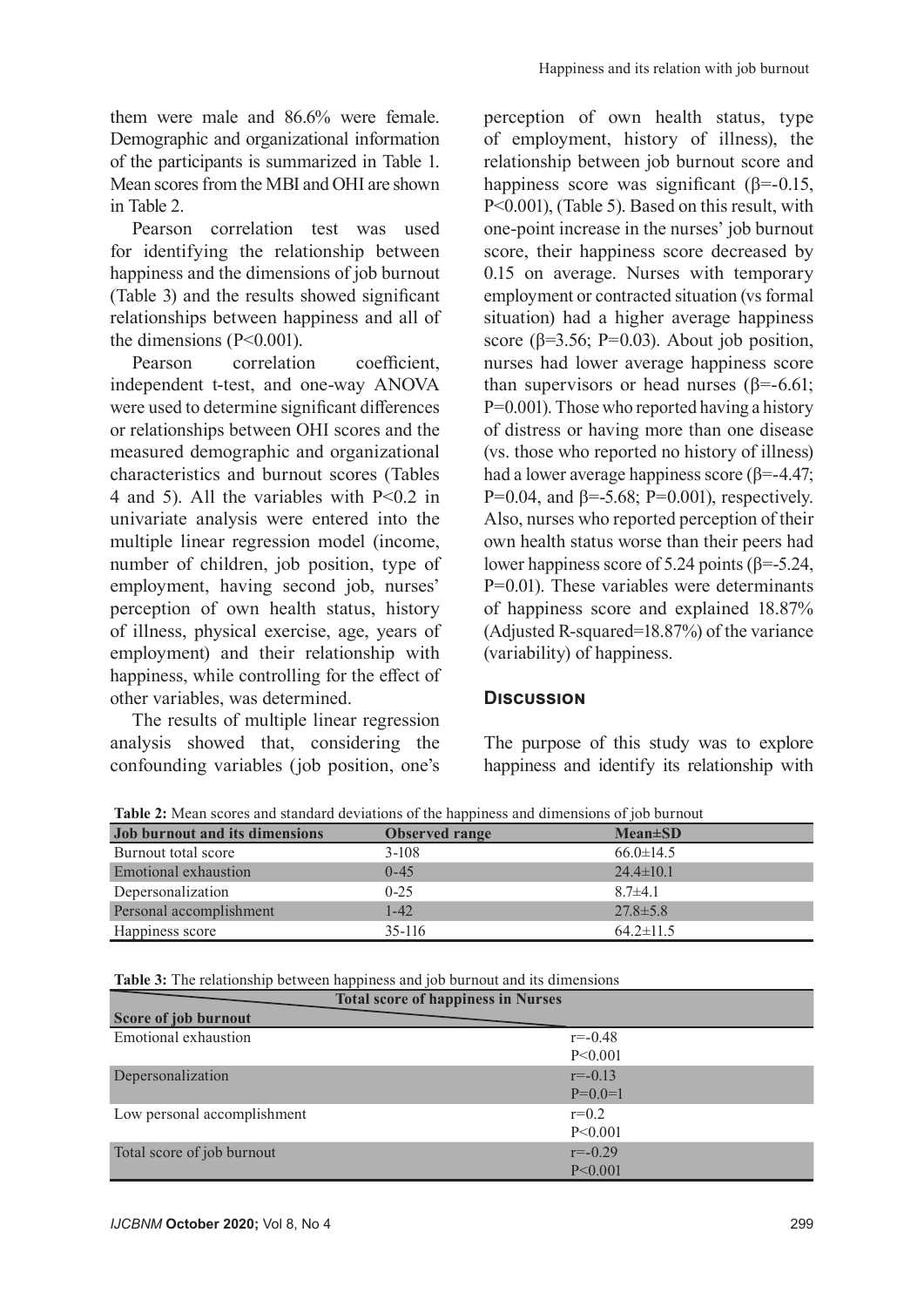them were male and 86.6% were female. Demographic and organizational information of the participants is summarized in Table 1. Mean scores from the MBI and OHI are shown in Table 2.

Pearson correlation test was used for identifying the relationship between happiness and the dimensions of job burnout (Table 3) and the results showed significant relationships between happiness and all of the dimensions (P<0.001).

Pearson correlation coefficient, independent t-test, and one-way ANOVA were used to determine significant differences or relationships between OHI scores and the measured demographic and organizational characteristics and burnout scores (Tables 4 and 5). All the variables with P<0.2 in univariate analysis were entered into the multiple linear regression model (income, number of children, job position, type of employment, having second job, nurses' perception of own health status, history of illness, physical exercise, age, years of employment) and their relationship with happiness, while controlling for the effect of other variables, was determined.

The results of multiple linear regression analysis showed that, considering the confounding variables (job position, one's perception of own health status, type of employment, history of illness), the relationship between job burnout score and happiness score was significant (β=-0.15, P<0.001), (Table 5). Based on this result, with one-point increase in the nurses' job burnout score, their happiness score decreased by 0.15 on average. Nurses with temporary employment or contracted situation (vs formal situation) had a higher average happiness score (β=3.56; P=0.03). About job position, nurses had lower average happiness score than supervisors or head nurses (β=-6.61; P=0.001). Those who reported having a history of distress or having more than one disease (vs. those who reported no history of illness) had a lower average happiness score (β=-4.47; P=0.04, and β=-5.68; P=0.001), respectively. Also, nurses who reported perception of their own health status worse than their peers had lower happiness score of 5.24 points (β=-5.24, P=0.01). These variables were determinants of happiness score and explained 18.87% (Adjusted R-squared=18.87%) of the variance (variability) of happiness.

## Discussion

The purpose of this study was to explore happiness and identify its relationship with

**Table 2:** Mean scores and standard deviations of the happiness and dimensions of job burnout

| Job burnout and its dimensions | Observed range | Mean±SD |
|---|---|---|
| Burnout total score | 3-108 | 66.0±14.5 |
| Emotional exhaustion | 0-45 | 24.4±10.1 |
| Depersonalization | 0-25 | 8.7±4.1 |
| Personal accomplishment | 1-42 | 27.8±5.8 |
| Happiness score | 35-116 | 64.2±11.5 |

**Table 3:** The relationship between happiness and job burnout and its dimensions

| Score of job burnout | Total score of happiness in Nurses |
|---|---|
| Emotional exhaustion | r=-0.48<br>P<0.001 |
| Depersonalization | r=-0.13<br>P=0.0=1 |
| Low personal accomplishment | r=0.2<br>P<0.001 |
| Total score of job burnout | r=-0.29<br>P<0.001 |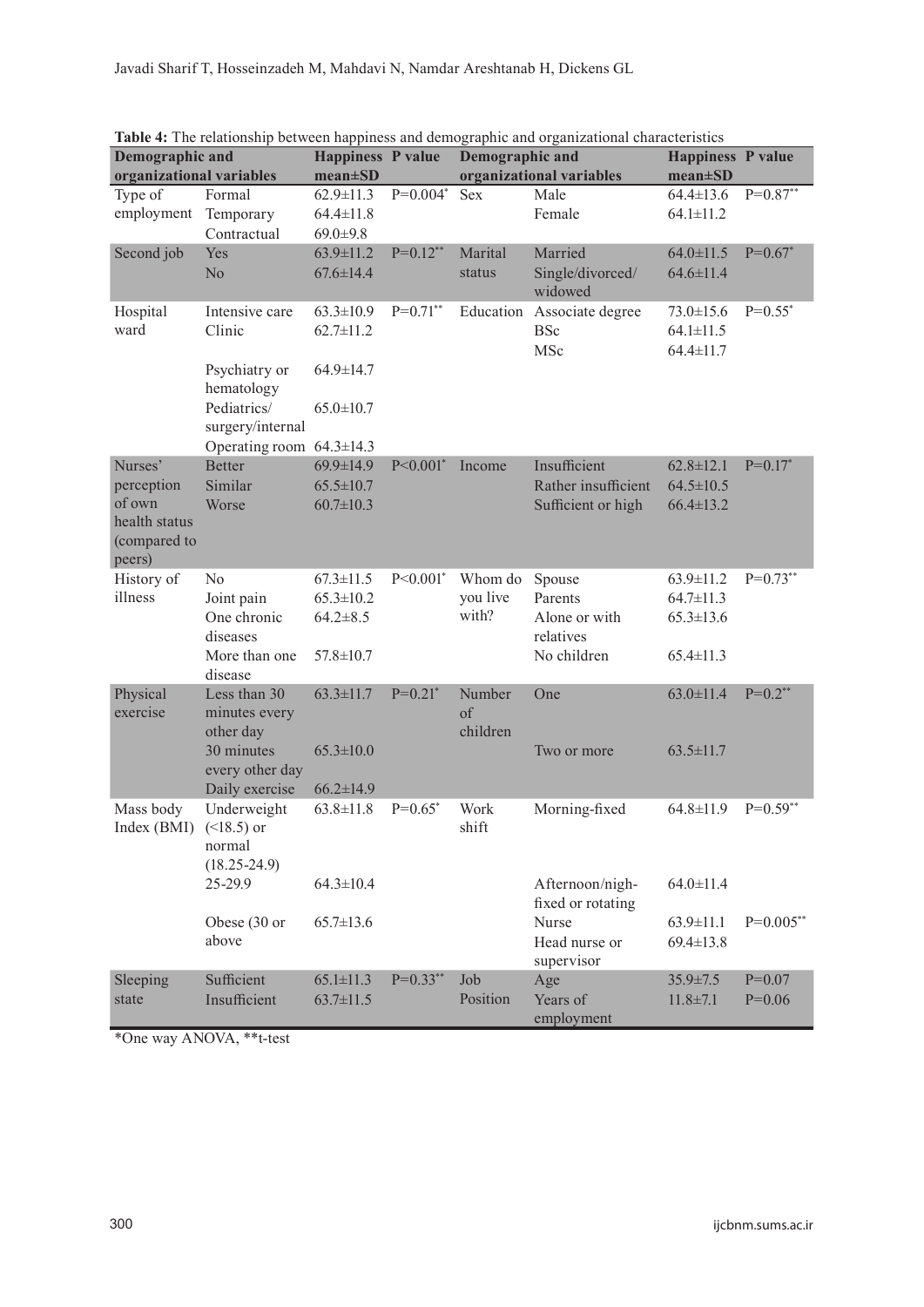**Table 4:** The relationship between happiness and demographic and organizational characteristics

| Demographic and organizational variables | | Happiness mean±SD | P value | Demographic and organizational variables | | Happiness mean±SD | P value |
|---|---|---|---|---|---|---|---|
| Type of employment | Formal | 62.9±11.3 | P=0.004* | Sex | Male | 64.4±13.6 | P=0.87** |
| | Temporary | 64.4±11.8 | | | Female | 64.1±11.2 | |
| | Contractual | 69.0±9.8 | | | | | |
| Second job | Yes | 63.9±11.2 | P=0.12** | Marital status | Married | 64.0±11.5 | P=0.67* |
| | No | 67.6±14.4 | | | Single/divorced/widowed | 64.6±11.4 | |
| Hospital ward | Intensive care | 63.3±10.9 | P=0.71** | Education | Associate degree | 73.0±15.6 | P=0.55* |
| | Clinic | 62.7±11.2 | | | BSc | 64.1±11.5 | |
| | | | | | MSc | 64.4±11.7 | |
| | Psychiatry or hematology | 64.9±14.7 | | | | | |
| | Pediatrics/surgery/internal | 65.0±10.7 | | | | | |
| | Operating room | 64.3±14.3 | | | | | |
| Nurses' perception of own health status (compared to peers) | Better | 69.9±14.9 | P<0.001* | Income | Insufficient | 62.8±12.1 | P=0.17* |
| | Similar | 65.5±10.7 | | | Rather insufficient | 64.5±10.5 | |
| | Worse | 60.7±10.3 | | | Sufficient or high | 66.4±13.2 | |
| History of illness | No | 67.3±11.5 | P<0.001* | Whom do you live with? | Spouse | 63.9±11.2 | P=0.73** |
| | Joint pain | 65.3±10.2 | | | Parents | 64.7±11.3 | |
| | One chronic diseases | 64.2±8.5 | | | Alone or with relatives | 65.3±13.6 | |
| | More than one disease | 57.8±10.7 | | | No children | 65.4±11.3 | |
| Physical exercise | Less than 30 minutes every other day | 63.3±11.7 | P=0.21* | Number of children | One | 63.0±11.4 | P=0.2** |
| | 30 minutes every other day | 65.3±10.0 | | | Two or more | 63.5±11.7 | |
| | Daily exercise | 66.2±14.9 | | | | | |
| Mass body Index (BMI) | Underweight (<18.5) or normal (18.25-24.9) | 63.8±11.8 | P=0.65* | Work shift | Morning-fixed | 64.8±11.9 | P=0.59** |
| | 25-29.9 | 64.3±10.4 | | | Afternoon/nigh-fixed or rotating | 64.0±11.4 | |
| | Obese (30 or above | 65.7±13.6 | | | Nurse | 63.9±11.1 | P=0.005** |
| | | | | | Head nurse or supervisor | 69.4±13.8 | |
| Sleeping state | Sufficient | 65.1±11.3 | P=0.33** | Job Position | Age | 35.9±7.5 | P=0.07 |
| | Insufficient | 63.7±11.5 | | | Years of employment | 11.8±7.1 | P=0.06 |

*One way ANOVA, **t-test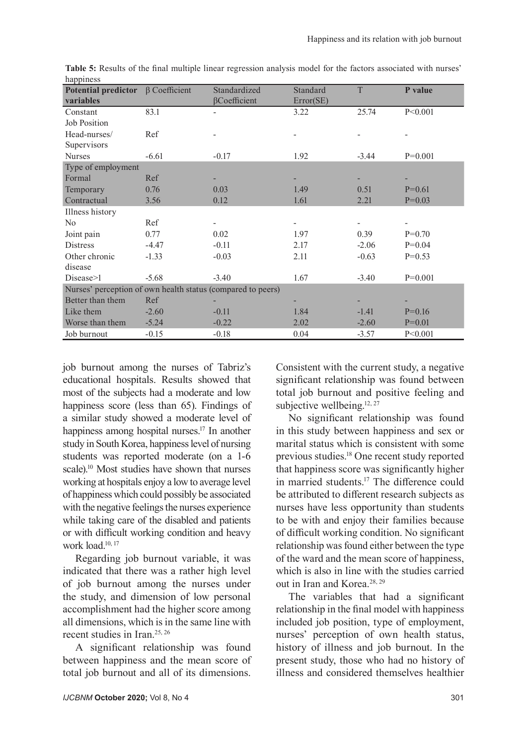**Table 5:** Results of the final multiple linear regression analysis model for the factors associated with nurses' happiness

| Potential predictor variables | β Coefficient | Standardized βCoefficient | Standard Error(SE) | T | P value |
|---|---|---|---|---|---|
| Constant | 83.1 | - | 3.22 | 25.74 | P<0.001 |
| Job Position | | | | | |
| Head-nurses/ Supervisors | Ref | - | - | - | - |
| Nurses | -6.61 | -0.17 | 1.92 | -3.44 | P=0.001 |
| Type of employment | | | | | |
| Formal | Ref | - | - | - | - |
| Temporary | 0.76 | 0.03 | 1.49 | 0.51 | P=0.61 |
| Contractual | 3.56 | 0.12 | 1.61 | 2.21 | P=0.03 |
| Illness history | | | | | |
| No | Ref | - | - | - | - |
| Joint pain | 0.77 | 0.02 | 1.97 | 0.39 | P=0.70 |
| Distress | -4.47 | -0.11 | 2.17 | -2.06 | P=0.04 |
| Other chronic disease | -1.33 | -0.03 | 2.11 | -0.63 | P=0.53 |
| Disease>1 | -5.68 | -3.40 | 1.67 | -3.40 | P=0.001 |
| Nurses' perception of own health status (compared to peers) | | | | | |
| Better than them | Ref | - | - | - | - |
| Like them | -2.60 | -0.11 | 1.84 | -1.41 | P=0.16 |
| Worse than them | -5.24 | -0.22 | 2.02 | -2.60 | P=0.01 |
| Job burnout | -0.15 | -0.18 | 0.04 | -3.57 | P<0.001 |

job burnout among the nurses of Tabriz's educational hospitals. Results showed that most of the subjects had a moderate and low happiness score (less than 65). Findings of a similar study showed a moderate level of happiness among hospital nurses.[17] In another study in South Korea, happiness level of nursing students was reported moderate (on a 1-6 scale).[10] Most studies have shown that nurses working at hospitals enjoy a low to average level of happiness which could possibly be associated with the negative feelings the nurses experience while taking care of the disabled and patients or with difficult working condition and heavy work load.[10, 17]

Regarding job burnout variable, it was indicated that there was a rather high level of job burnout among the nurses under the study, and dimension of low personal accomplishment had the higher score among all dimensions, which is in the same line with recent studies in Iran.[25, 26]

A significant relationship was found between happiness and the mean score of total job burnout and all of its dimensions. Consistent with the current study, a negative significant relationship was found between total job burnout and positive feeling and subjective wellbeing.[12, 27]

No significant relationship was found in this study between happiness and sex or marital status which is consistent with some previous studies.[18] One recent study reported that happiness score was significantly higher in married students.[17] The difference could be attributed to different research subjects as nurses have less opportunity than students to be with and enjoy their families because of difficult working condition. No significant relationship was found either between the type of the ward and the mean score of happiness, which is also in line with the studies carried out in Iran and Korea.[28, 29]

The variables that had a significant relationship in the final model with happiness included job position, type of employment, nurses' perception of own health status, history of illness and job burnout. In the present study, those who had no history of illness and considered themselves healthier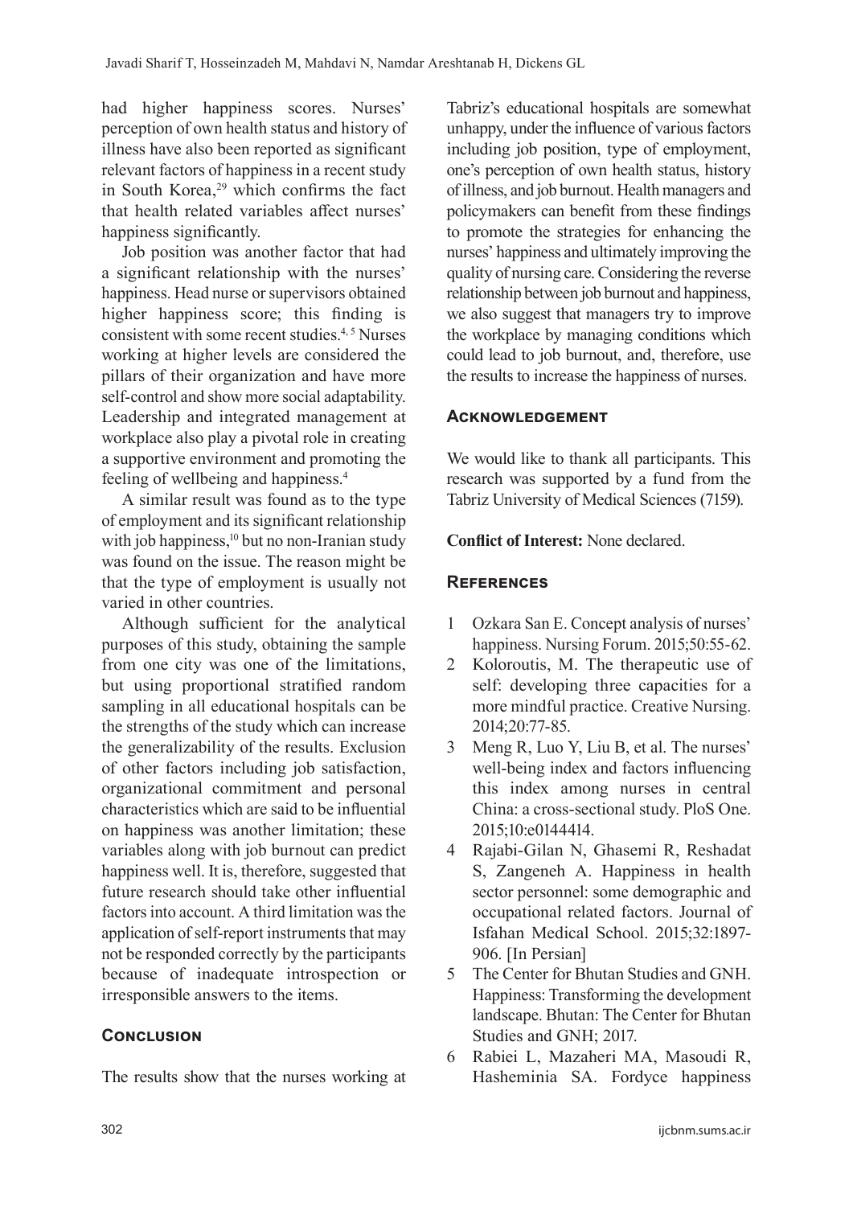had higher happiness scores. Nurses' perception of own health status and history of illness have also been reported as significant relevant factors of happiness in a recent study in South Korea,[29] which confirms the fact that health related variables affect nurses' happiness significantly.

Job position was another factor that had a significant relationship with the nurses' happiness. Head nurse or supervisors obtained higher happiness score; this finding is consistent with some recent studies.[4, 5] Nurses working at higher levels are considered the pillars of their organization and have more self-control and show more social adaptability. Leadership and integrated management at workplace also play a pivotal role in creating a supportive environment and promoting the feeling of wellbeing and happiness.[4]

A similar result was found as to the type of employment and its significant relationship with job happiness,[10] but no non-Iranian study was found on the issue. The reason might be that the type of employment is usually not varied in other countries.

Although sufficient for the analytical purposes of this study, obtaining the sample from one city was one of the limitations, but using proportional stratified random sampling in all educational hospitals can be the strengths of the study which can increase the generalizability of the results. Exclusion of other factors including job satisfaction, organizational commitment and personal characteristics which are said to be influential on happiness was another limitation; these variables along with job burnout can predict happiness well. It is, therefore, suggested that future research should take other influential factors into account. A third limitation was the application of self-report instruments that may not be responded correctly by the participants because of inadequate introspection or irresponsible answers to the items.

## Conclusion

The results show that the nurses working at Tabriz's educational hospitals are somewhat unhappy, under the influence of various factors including job position, type of employment, one's perception of own health status, history of illness, and job burnout. Health managers and policymakers can benefit from these findings to promote the strategies for enhancing the nurses' happiness and ultimately improving the quality of nursing care. Considering the reverse relationship between job burnout and happiness, we also suggest that managers try to improve the workplace by managing conditions which could lead to job burnout, and, therefore, use the results to increase the happiness of nurses.

## Acknowledgement

We would like to thank all participants. This research was supported by a fund from the Tabriz University of Medical Sciences (7159).

**Conflict of Interest:** None declared.

## References

1. Ozkara San E. Concept analysis of nurses' happiness. Nursing Forum. 2015;50:55-62.
2. Koloroutis, M. The therapeutic use of self: developing three capacities for a more mindful practice. Creative Nursing. 2014;20:77-85.
3. Meng R, Luo Y, Liu B, et al. The nurses' well-being index and factors influencing this index among nurses in central China: a cross-sectional study. PloS One. 2015;10:e0144414.
4. Rajabi-Gilan N, Ghasemi R, Reshadat S, Zangeneh A. Happiness in health sector personnel: some demographic and occupational related factors. Journal of Isfahan Medical School. 2015;32:1897-906. [In Persian]
5. The Center for Bhutan Studies and GNH. Happiness: Transforming the development landscape. Bhutan: The Center for Bhutan Studies and GNH; 2017.
6. Rabiei L, Mazaheri MA, Masoudi R, Hasheminia SA. Fordyce happiness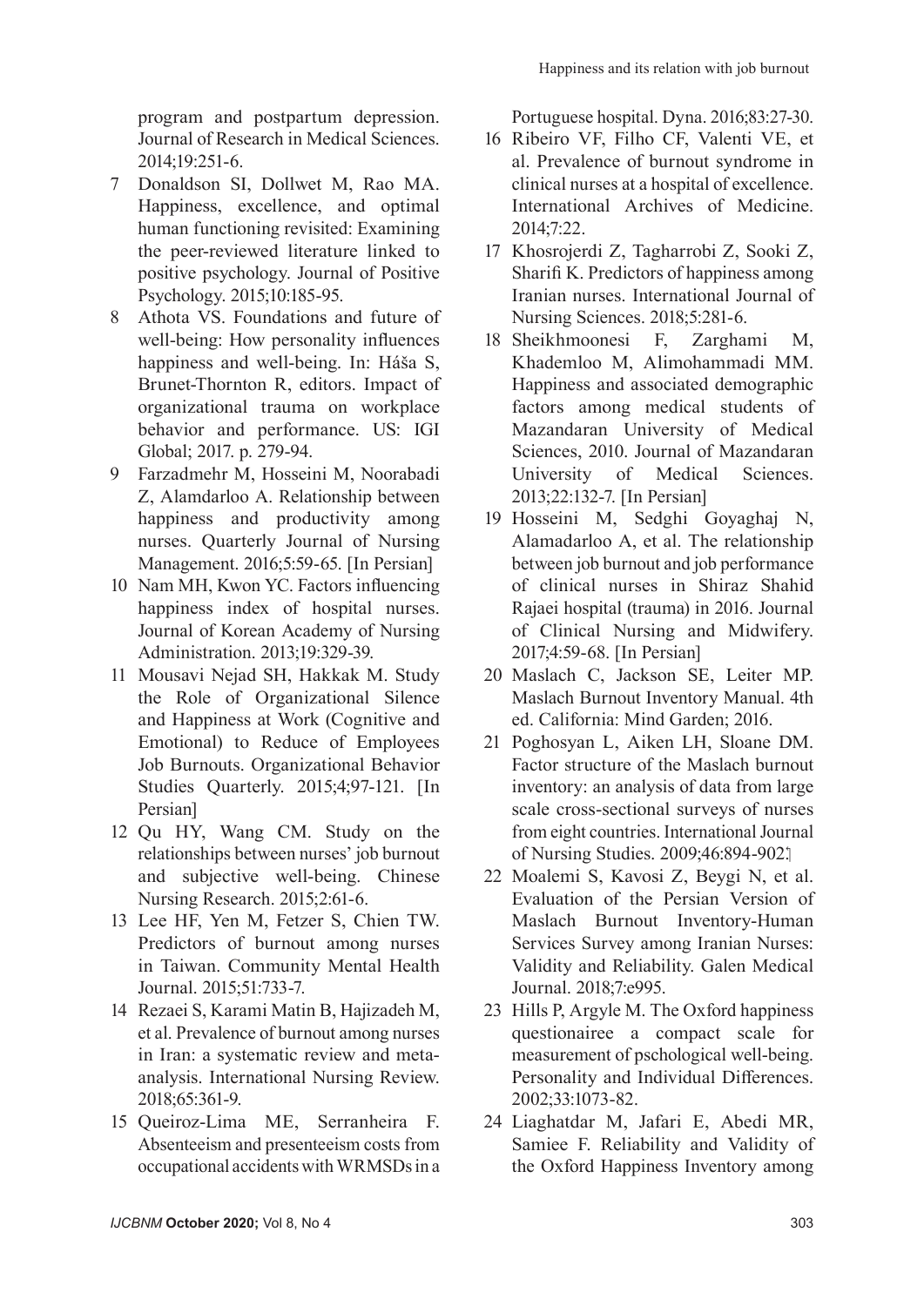program and postpartum depression. Journal of Research in Medical Sciences. 2014;19:251-6.

7 Donaldson SI, Dollwet M, Rao MA. Happiness, excellence, and optimal human functioning revisited: Examining the peer-reviewed literature linked to positive psychology. Journal of Positive Psychology. 2015;10:185-95.

8 Athota VS. Foundations and future of well-being: How personality influences happiness and well-being. In: Háša S, Brunet-Thornton R, editors. Impact of organizational trauma on workplace behavior and performance. US: IGI Global; 2017. p. 279-94.

9 Farzadmehr M, Hosseini M, Noorabadi Z, Alamdarloo A. Relationship between happiness and productivity among nurses. Quarterly Journal of Nursing Management. 2016;5:59-65. [In Persian]

10 Nam MH, Kwon YC. Factors influencing happiness index of hospital nurses. Journal of Korean Academy of Nursing Administration. 2013;19:329-39.

11 Mousavi Nejad SH, Hakkak M. Study the Role of Organizational Silence and Happiness at Work (Cognitive and Emotional) to Reduce of Employees Job Burnouts. Organizational Behavior Studies Quarterly. 2015;4;97-121. [In Persian]

12 Qu HY, Wang CM. Study on the relationships between nurses' job burnout and subjective well-being. Chinese Nursing Research. 2015;2:61-6.

13 Lee HF, Yen M, Fetzer S, Chien TW. Predictors of burnout among nurses in Taiwan. Community Mental Health Journal. 2015;51:733-7.

14 Rezaei S, Karami Matin B, Hajizadeh M, et al. Prevalence of burnout among nurses in Iran: a systematic review and meta-analysis. International Nursing Review. 2018;65:361-9.

15 Queiroz-Lima ME, Serranheira F. Absenteeism and presenteeism costs from occupational accidents with WRMSDs in a Portuguese hospital. Dyna. 2016;83:27-30.

16 Ribeiro VF, Filho CF, Valenti VE, et al. Prevalence of burnout syndrome in clinical nurses at a hospital of excellence. International Archives of Medicine. 2014;7:22.

17 Khosrojerdi Z, Tagharrobi Z, Sooki Z, Sharifi K. Predictors of happiness among Iranian nurses. International Journal of Nursing Sciences. 2018;5:281-6.

18 Sheikhmoonesi F, Zarghami M, Khademloo M, Alimohammadi MM. Happiness and associated demographic factors among medical students of Mazandaran University of Medical Sciences, 2010. Journal of Mazandaran University of Medical Sciences. 2013;22:132-7. [In Persian]

19 Hosseini M, Sedghi Goyaghaj N, Alamadarloo A, et al. The relationship between job burnout and job performance of clinical nurses in Shiraz Shahid Rajaei hospital (trauma) in 2016. Journal of Clinical Nursing and Midwifery. 2017;4:59-68. [In Persian]

20 Maslach C, Jackson SE, Leiter MP. Maslach Burnout Inventory Manual. 4th ed. California: Mind Garden; 2016.

21 Poghosyan L, Aiken LH, Sloane DM. Factor structure of the Maslach burnout inventory: an analysis of data from large scale cross-sectional surveys of nurses from eight countries. International Journal of Nursing Studies. 2009;46:894-902.

22 Moalemi S, Kavosi Z, Beygi N, et al. Evaluation of the Persian Version of Maslach Burnout Inventory-Human Services Survey among Iranian Nurses: Validity and Reliability. Galen Medical Journal. 2018;7:e995.

23 Hills P, Argyle M. The Oxford happiness questionairee a compact scale for measurement of pschological well-being. Personality and Individual Differences. 2002;33:1073-82.

24 Liaghatdar M, Jafari E, Abedi MR, Samiee F. Reliability and Validity of the Oxford Happiness Inventory among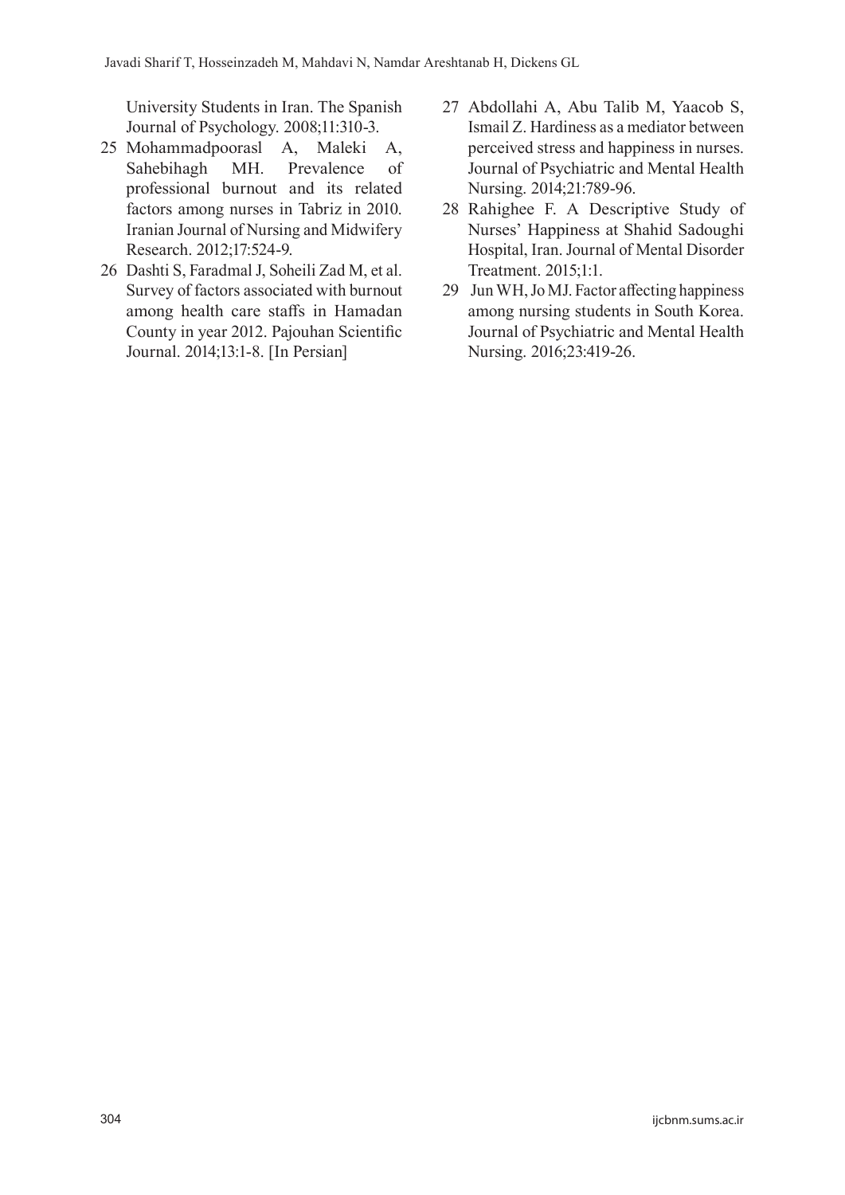University Students in Iran. The Spanish Journal of Psychology. 2008;11:310-3.

25 Mohammadpoorasl A, Maleki A, Sahebihagh MH. Prevalence of professional burnout and its related factors among nurses in Tabriz in 2010. Iranian Journal of Nursing and Midwifery Research. 2012;17:524-9.

26 Dashti S, Faradmal J, Soheili Zad M, et al. Survey of factors associated with burnout among health care staffs in Hamadan County in year 2012. Pajouhan Scientific Journal. 2014;13:1-8. [In Persian]

27 Abdollahi A, Abu Talib M, Yaacob S, Ismail Z. Hardiness as a mediator between perceived stress and happiness in nurses. Journal of Psychiatric and Mental Health Nursing. 2014;21:789-96.

28 Rahighee F. A Descriptive Study of Nurses' Happiness at Shahid Sadoughi Hospital, Iran. Journal of Mental Disorder Treatment. 2015;1:1.

29 Jun WH, Jo MJ. Factor affecting happiness among nursing students in South Korea. Journal of Psychiatric and Mental Health Nursing. 2016;23:419-26.